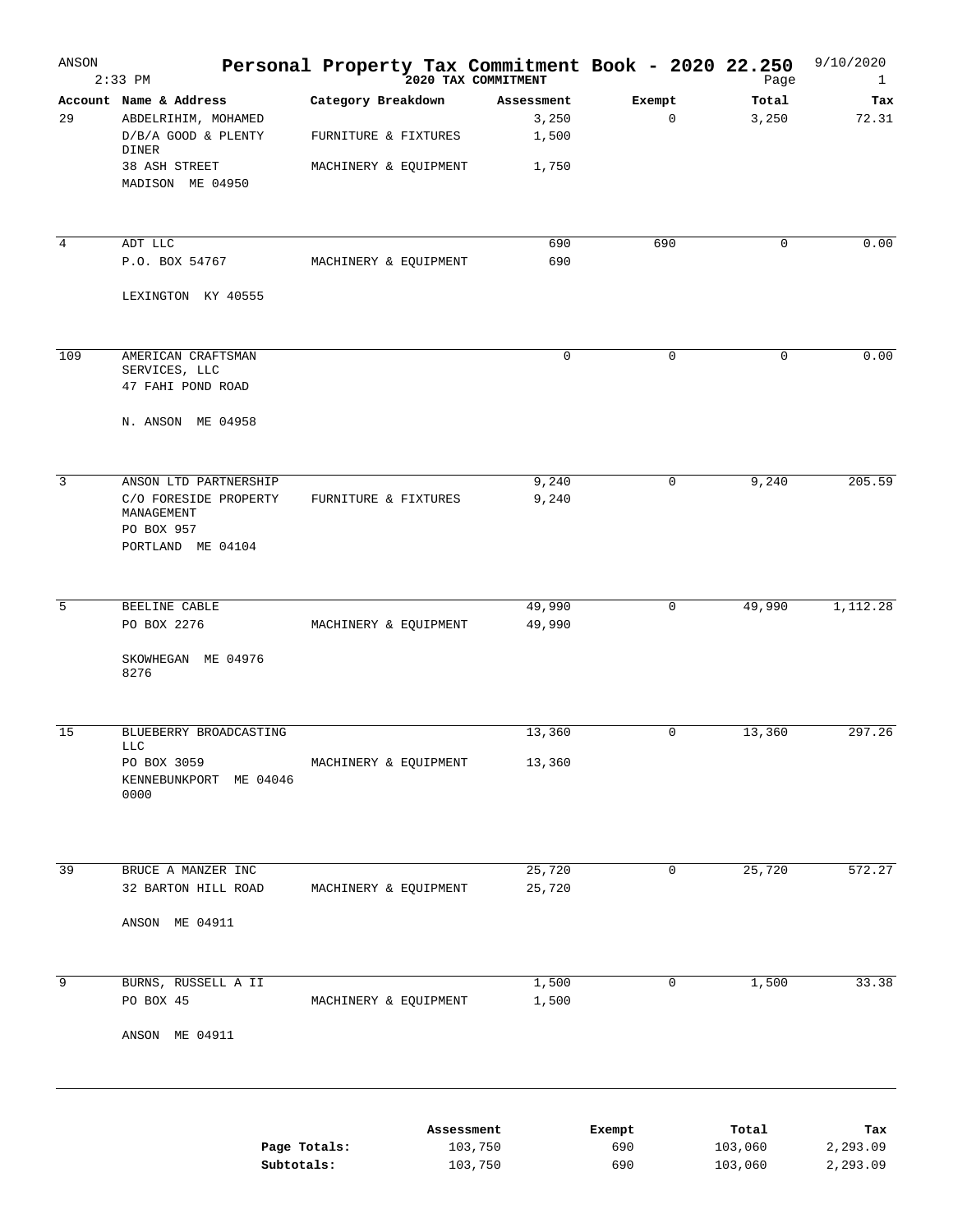# Personal Property Tax Commitment Book - 2020 22.250

ANSON — 2:33 PM — 2020 TAX COMMITMENT — 9/10/2020 — Page 1

| Account | Name & Address | Category Breakdown | Assessment | Exempt | Total | Tax |
|---|---|---|---|---|---|---|
| 29 | ABDELRIHIM, MOHAMED | | 3,250 | 0 | 3,250 | 72.31 |
| | D/B/A GOOD & PLENTY DINER | FURNITURE & FIXTURES | 1,500 | | | |
| | 38 ASH STREET | MACHINERY & EQUIPMENT | 1,750 | | | |
| | MADISON ME 04950 | | | | | |
| 4 | ADT LLC | | 690 | 690 | 0 | 0.00 |
| | P.O. BOX 54767 | MACHINERY & EQUIPMENT | 690 | | | |
| | LEXINGTON KY 40555 | | | | | |
| 109 | AMERICAN CRAFTSMAN SERVICES, LLC | | 0 | 0 | 0 | 0.00 |
| | 47 FAHI POND ROAD | | | | | |
| | N. ANSON ME 04958 | | | | | |
| 3 | ANSON LTD PARTNERSHIP | | 9,240 | 0 | 9,240 | 205.59 |
| | C/O FORESIDE PROPERTY MANAGEMENT | FURNITURE & FIXTURES | 9,240 | | | |
| | PO BOX 957 | | | | | |
| | PORTLAND ME 04104 | | | | | |
| 5 | BEELINE CABLE | | 49,990 | 0 | 49,990 | 1,112.28 |
| | PO BOX 2276 | MACHINERY & EQUIPMENT | 49,990 | | | |
| | SKOWHEGAN ME 04976 8276 | | | | | |
| 15 | BLUEBERRY BROADCASTING LLC | | 13,360 | 0 | 13,360 | 297.26 |
| | PO BOX 3059 | MACHINERY & EQUIPMENT | 13,360 | | | |
| | KENNEBUNKPORT ME 04046 0000 | | | | | |
| 39 | BRUCE A MANZER INC | | 25,720 | 0 | 25,720 | 572.27 |
| | 32 BARTON HILL ROAD | MACHINERY & EQUIPMENT | 25,720 | | | |
| | ANSON ME 04911 | | | | | |
| 9 | BURNS, RUSSELL A II | | 1,500 | 0 | 1,500 | 33.38 |
| | PO BOX 45 | MACHINERY & EQUIPMENT | 1,500 | | | |
| | ANSON ME 04911 | | | | | |

| | Assessment | Exempt | Total | Tax |
|---|---|---|---|---|
| Page Totals: | 103,750 | 690 | 103,060 | 2,293.09 |
| Subtotals: | 103,750 | 690 | 103,060 | 2,293.09 |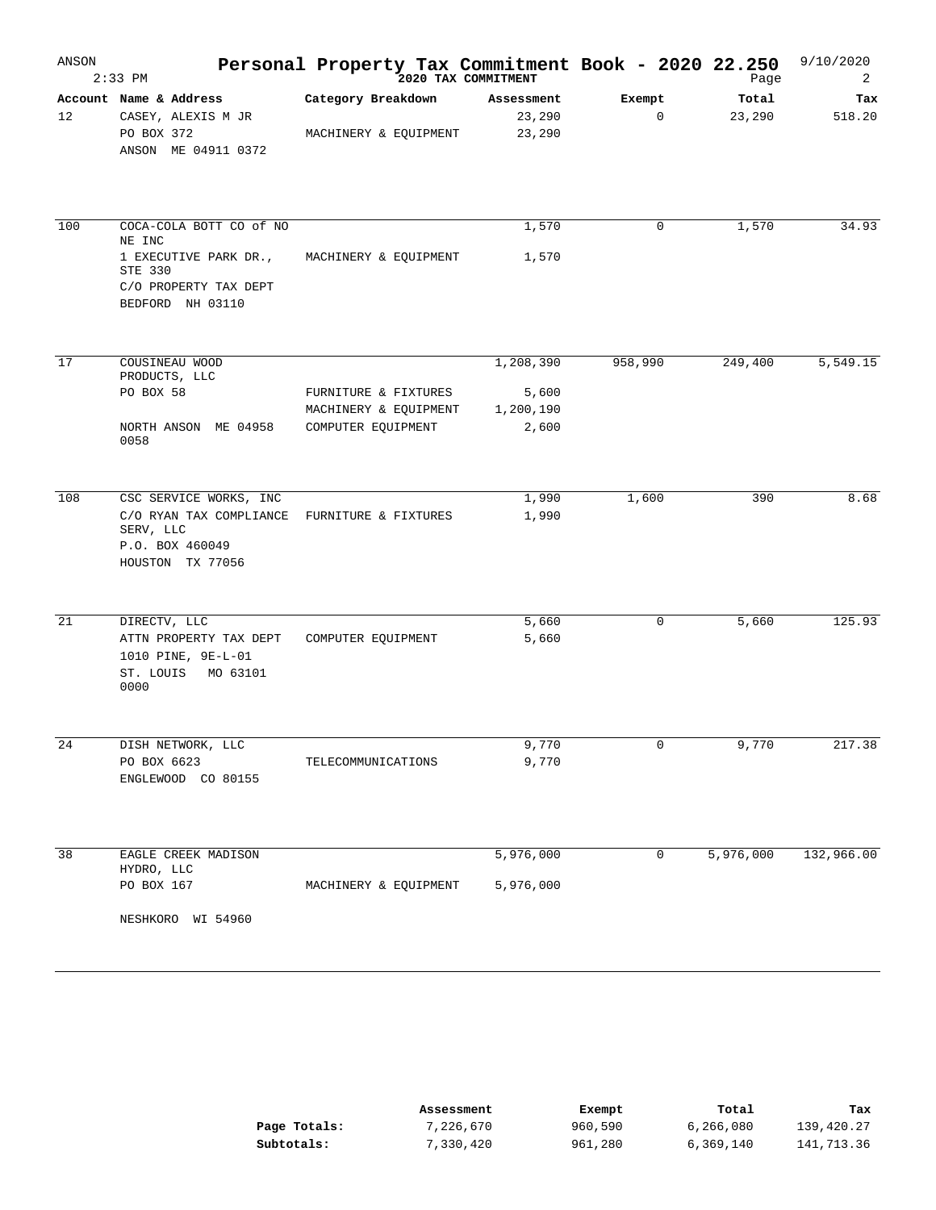# Personal Property Tax Commitment Book - 2020 22.250

ANSON
2:33 PM

2020 TAX COMMITMENT

9/10/2020

| Account | Name & Address | Category Breakdown | Assessment | Exempt | Total | Tax |
|---|---|---|---|---|---|---|
| 12 | CASEY, ALEXIS M JR | | 23,290 | 0 | 23,290 | 518.20 |
| | PO BOX 372 | MACHINERY & EQUIPMENT | 23,290 | | | |
| | ANSON ME 04911 0372 | | | | | |
| 100 | COCA-COLA BOTT CO of NO NE INC | | 1,570 | 0 | 1,570 | 34.93 |
| | 1 EXECUTIVE PARK DR., STE 330 | MACHINERY & EQUIPMENT | 1,570 | | | |
| | C/O PROPERTY TAX DEPT | | | | | |
| | BEDFORD NH 03110 | | | | | |
| 17 | COUSINEAU WOOD PRODUCTS, LLC | | 1,208,390 | 958,990 | 249,400 | 5,549.15 |
| | PO BOX 58 | FURNITURE & FIXTURES | 5,600 | | | |
| | | MACHINERY & EQUIPMENT | 1,200,190 | | | |
| | NORTH ANSON ME 04958 0058 | COMPUTER EQUIPMENT | 2,600 | | | |
| 108 | CSC SERVICE WORKS, INC | | 1,990 | 1,600 | 390 | 8.68 |
| | C/O RYAN TAX COMPLIANCE SERV, LLC | FURNITURE & FIXTURES | 1,990 | | | |
| | P.O. BOX 460049 | | | | | |
| | HOUSTON TX 77056 | | | | | |
| 21 | DIRECTV, LLC | | 5,660 | 0 | 5,660 | 125.93 |
| | ATTN PROPERTY TAX DEPT | COMPUTER EQUIPMENT | 5,660 | | | |
| | 1010 PINE, 9E-L-01 | | | | | |
| | ST. LOUIS MO 63101 0000 | | | | | |
| 24 | DISH NETWORK, LLC | | 9,770 | 0 | 9,770 | 217.38 |
| | PO BOX 6623 | TELECOMMUNICATIONS | 9,770 | | | |
| | ENGLEWOOD CO 80155 | | | | | |
| 38 | EAGLE CREEK MADISON HYDRO, LLC | | 5,976,000 | 0 | 5,976,000 | 132,966.00 |
| | PO BOX 167 | MACHINERY & EQUIPMENT | 5,976,000 | | | |
| | NESHKORO WI 54960 | | | | | |

| | Assessment | Exempt | Total | Tax |
|---|---|---|---|---|
| **Page Totals:** | 7,226,670 | 960,590 | 6,266,080 | 139,420.27 |
| **Subtotals:** | 7,330,420 | 961,280 | 6,369,140 | 141,713.36 |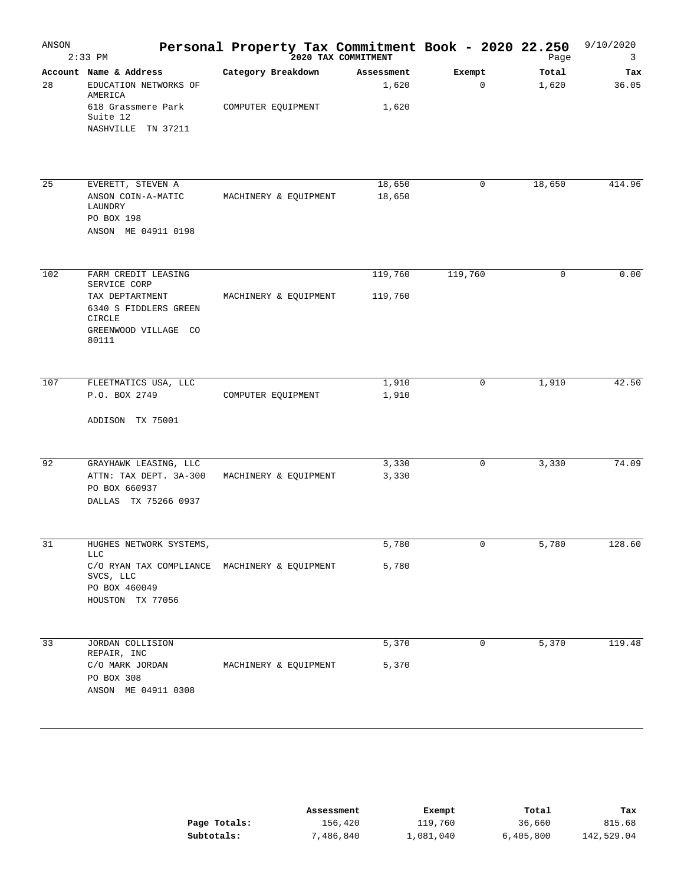# Personal Property Tax Commitment Book - 2020 22.250

ANSON 2:33 PM — 2020 TAX COMMITMENT — 9/10/2020

| Account | Name & Address | Category Breakdown | Assessment | Exempt | Total | Tax |
|---|---|---|---|---|---|---|
| 28 | EDUCATION NETWORKS OF AMERICA | | 1,620 | 0 | 1,620 | 36.05 |
| | 618 Grassmere Park Suite 12 | COMPUTER EQUIPMENT | 1,620 | | | |
| | NASHVILLE TN 37211 | | | | | |
| 25 | EVERETT, STEVEN A | | 18,650 | 0 | 18,650 | 414.96 |
| | ANSON COIN-A-MATIC LAUNDRY | MACHINERY & EQUIPMENT | 18,650 | | | |
| | PO BOX 198 | | | | | |
| | ANSON ME 04911 0198 | | | | | |
| 102 | FARM CREDIT LEASING SERVICE CORP | | 119,760 | 119,760 | 0 | 0.00 |
| | TAX DEPTARTMENT | MACHINERY & EQUIPMENT | 119,760 | | | |
| | 6340 S FIDDLERS GREEN CIRCLE | | | | | |
| | GREENWOOD VILLAGE CO 80111 | | | | | |
| 107 | FLEETMATICS USA, LLC | | 1,910 | 0 | 1,910 | 42.50 |
| | P.O. BOX 2749 | COMPUTER EQUIPMENT | 1,910 | | | |
| | ADDISON TX 75001 | | | | | |
| 92 | GRAYHAWK LEASING, LLC | | 3,330 | 0 | 3,330 | 74.09 |
| | ATTN: TAX DEPT. 3A-300 | MACHINERY & EQUIPMENT | 3,330 | | | |
| | PO BOX 660937 | | | | | |
| | DALLAS TX 75266 0937 | | | | | |
| 31 | HUGHES NETWORK SYSTEMS, LLC | | 5,780 | 0 | 5,780 | 128.60 |
| | C/O RYAN TAX COMPLIANCE SVCS, LLC | MACHINERY & EQUIPMENT | 5,780 | | | |
| | PO BOX 460049 | | | | | |
| | HOUSTON TX 77056 | | | | | |
| 33 | JORDAN COLLISION REPAIR, INC | | 5,370 | 0 | 5,370 | 119.48 |
| | C/O MARK JORDAN | MACHINERY & EQUIPMENT | 5,370 | | | |
| | PO BOX 308 | | | | | |
| | ANSON ME 04911 0308 | | | | | |

| | Assessment | Exempt | Total | Tax |
|---|---|---|---|---|
| **Page Totals:** | 156,420 | 119,760 | 36,660 | 815.68 |
| **Subtotals:** | 7,486,840 | 1,081,040 | 6,405,800 | 142,529.04 |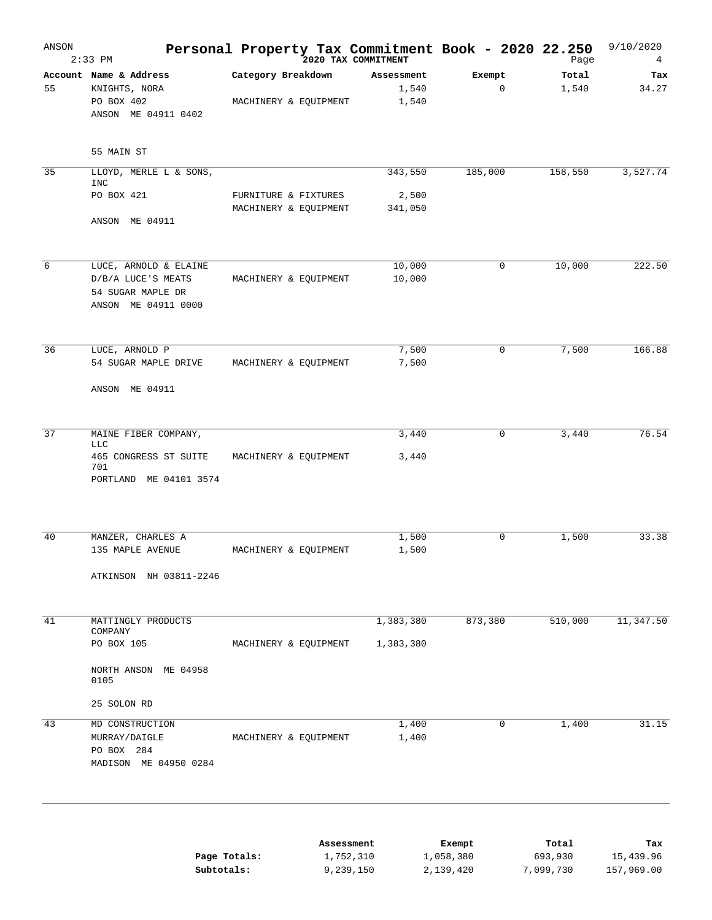# Personal Property Tax Commitment Book - 2020 22.250

ANSON 2:33 PM — 2020 TAX COMMITMENT — 9/10/2020

| Account | Name & Address | Category Breakdown | Assessment | Exempt | Total | Tax |
|---|---|---|---|---|---|---|
| 55 | KNIGHTS, NORA | | 1,540 | 0 | 1,540 | 34.27 |
| | PO BOX 402 | MACHINERY & EQUIPMENT | 1,540 | | | |
| | ANSON ME 04911 0402 | | | | | |
| | 55 MAIN ST | | | | | |
| 35 | LLOYD, MERLE L & SONS, INC | | 343,550 | 185,000 | 158,550 | 3,527.74 |
| | PO BOX 421 | FURNITURE & FIXTURES | 2,500 | | | |
| | | MACHINERY & EQUIPMENT | 341,050 | | | |
| | ANSON ME 04911 | | | | | |
| 6 | LUCE, ARNOLD & ELAINE | | 10,000 | 0 | 10,000 | 222.50 |
| | D/B/A LUCE'S MEATS | MACHINERY & EQUIPMENT | 10,000 | | | |
| | 54 SUGAR MAPLE DR | | | | | |
| | ANSON ME 04911 0000 | | | | | |
| 36 | LUCE, ARNOLD P | | 7,500 | 0 | 7,500 | 166.88 |
| | 54 SUGAR MAPLE DRIVE | MACHINERY & EQUIPMENT | 7,500 | | | |
| | ANSON ME 04911 | | | | | |
| 37 | MAINE FIBER COMPANY, LLC | | 3,440 | 0 | 3,440 | 76.54 |
| | 465 CONGRESS ST SUITE 701 | MACHINERY & EQUIPMENT | 3,440 | | | |
| | PORTLAND ME 04101 3574 | | | | | |
| 40 | MANZER, CHARLES A | | 1,500 | 0 | 1,500 | 33.38 |
| | 135 MAPLE AVENUE | MACHINERY & EQUIPMENT | 1,500 | | | |
| | ATKINSON NH 03811-2246 | | | | | |
| 41 | MATTINGLY PRODUCTS COMPANY | | 1,383,380 | 873,380 | 510,000 | 11,347.50 |
| | PO BOX 105 | MACHINERY & EQUIPMENT | 1,383,380 | | | |
| | NORTH ANSON ME 04958 0105 | | | | | |
| | 25 SOLON RD | | | | | |
| 43 | MD CONSTRUCTION | | 1,400 | 0 | 1,400 | 31.15 |
| | MURRAY/DAIGLE | MACHINERY & EQUIPMENT | 1,400 | | | |
| | PO BOX 284 | | | | | |
| | MADISON ME 04950 0284 | | | | | |

| | Assessment | Exempt | Total | Tax |
|---|---|---|---|---|
| **Page Totals:** | 1,752,310 | 1,058,380 | 693,930 | 15,439.96 |
| **Subtotals:** | 9,239,150 | 2,139,420 | 7,099,730 | 157,969.00 |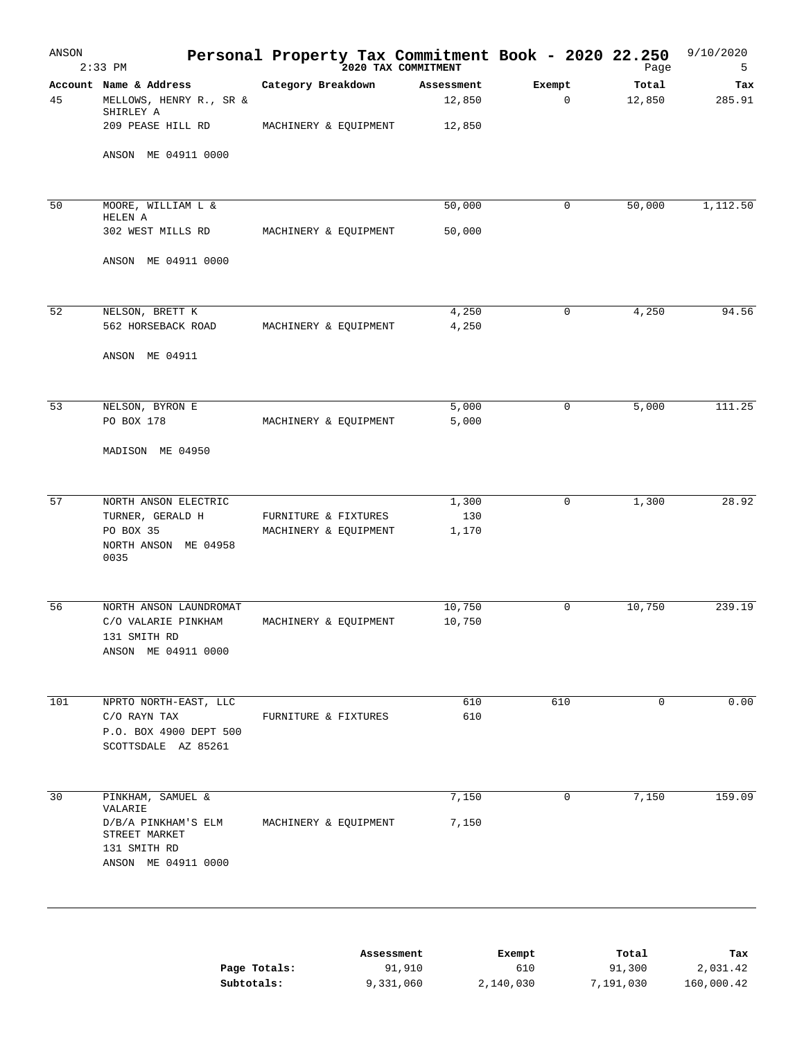# Personal Property Tax Commitment Book - 2020 22.250

ANSON 2:33 PM — 2020 TAX COMMITMENT — 9/10/2020

| Account | Name & Address | Category Breakdown | Assessment | Exempt | Total | Tax |
|---|---|---|---|---|---|---|
| 45 | MELLOWS, HENRY R., SR & SHIRLEY A | | 12,850 | 0 | 12,850 | 285.91 |
| | 209 PEASE HILL RD | MACHINERY & EQUIPMENT | 12,850 | | | |
| | ANSON ME 04911 0000 | | | | | |
| 50 | MOORE, WILLIAM L & HELEN A | | 50,000 | 0 | 50,000 | 1,112.50 |
| | 302 WEST MILLS RD | MACHINERY & EQUIPMENT | 50,000 | | | |
| | ANSON ME 04911 0000 | | | | | |
| 52 | NELSON, BRETT K | | 4,250 | 0 | 4,250 | 94.56 |
| | 562 HORSEBACK ROAD | MACHINERY & EQUIPMENT | 4,250 | | | |
| | ANSON ME 04911 | | | | | |
| 53 | NELSON, BYRON E | | 5,000 | 0 | 5,000 | 111.25 |
| | PO BOX 178 | MACHINERY & EQUIPMENT | 5,000 | | | |
| | MADISON ME 04950 | | | | | |
| 57 | NORTH ANSON ELECTRIC | | 1,300 | 0 | 1,300 | 28.92 |
| | TURNER, GERALD H | FURNITURE & FIXTURES | 130 | | | |
| | PO BOX 35 | MACHINERY & EQUIPMENT | 1,170 | | | |
| | NORTH ANSON ME 04958 0035 | | | | | |
| 56 | NORTH ANSON LAUNDROMAT | | 10,750 | 0 | 10,750 | 239.19 |
| | C/O VALARIE PINKHAM | MACHINERY & EQUIPMENT | 10,750 | | | |
| | 131 SMITH RD | | | | | |
| | ANSON ME 04911 0000 | | | | | |
| 101 | NPRTO NORTH-EAST, LLC | | 610 | 610 | 0 | 0.00 |
| | C/O RAYN TAX | FURNITURE & FIXTURES | 610 | | | |
| | P.O. BOX 4900 DEPT 500 | | | | | |
| | SCOTTSDALE AZ 85261 | | | | | |
| 30 | PINKHAM, SAMUEL & VALARIE | | 7,150 | 0 | 7,150 | 159.09 |
| | D/B/A PINKHAM'S ELM STREET MARKET | MACHINERY & EQUIPMENT | 7,150 | | | |
| | 131 SMITH RD | | | | | |
| | ANSON ME 04911 0000 | | | | | |

| | Assessment | Exempt | Total | Tax |
|---|---|---|---|---|
| **Page Totals:** | 91,910 | 610 | 91,300 | 2,031.42 |
| **Subtotals:** | 9,331,060 | 2,140,030 | 7,191,030 | 160,000.42 |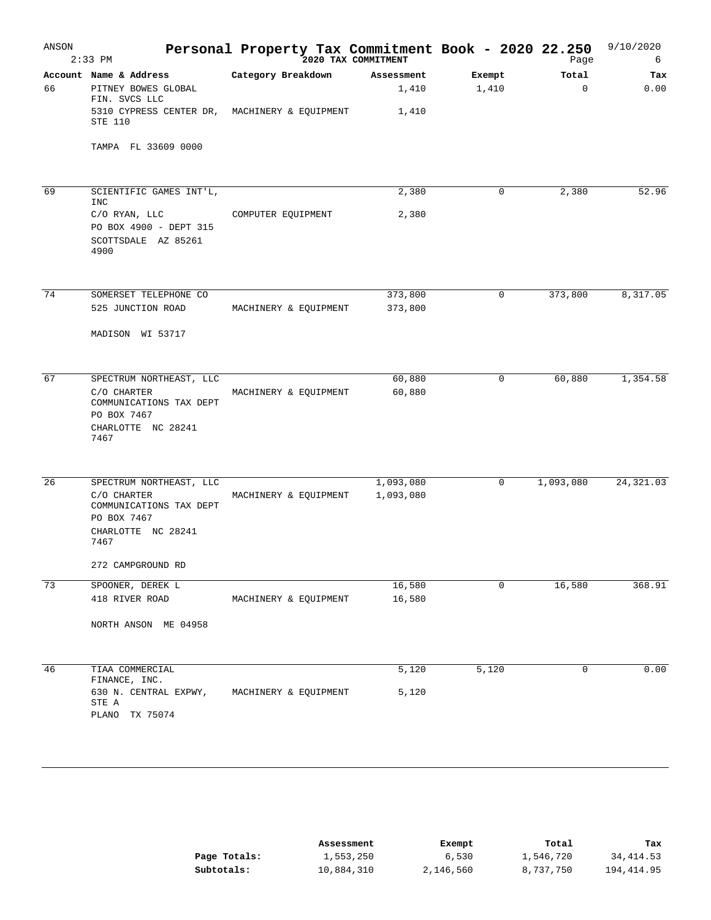# Personal Property Tax Commitment Book - 2020 22.250

ANSON
2:33 PM

2020 TAX COMMITMENT

9/10/2020

| Account | Name & Address | Category Breakdown | Assessment | Exempt | Total | Tax |
|---|---|---|---|---|---|---|
| 66 | PITNEY BOWES GLOBAL FIN. SVCS LLC | | 1,410 | 1,410 | 0 | 0.00 |
| | 5310 CYPRESS CENTER DR, STE 110 | MACHINERY & EQUIPMENT | 1,410 | | | |
| | TAMPA FL 33609 0000 | | | | | |
| 69 | SCIENTIFIC GAMES INT'L, INC | | 2,380 | 0 | 2,380 | 52.96 |
| | C/O RYAN, LLC | COMPUTER EQUIPMENT | 2,380 | | | |
| | PO BOX 4900 - DEPT 315 | | | | | |
| | SCOTTSDALE AZ 85261 4900 | | | | | |
| 74 | SOMERSET TELEPHONE CO | | 373,800 | 0 | 373,800 | 8,317.05 |
| | 525 JUNCTION ROAD | MACHINERY & EQUIPMENT | 373,800 | | | |
| | MADISON WI 53717 | | | | | |
| 67 | SPECTRUM NORTHEAST, LLC | | 60,880 | 0 | 60,880 | 1,354.58 |
| | C/O CHARTER COMMUNICATIONS TAX DEPT | MACHINERY & EQUIPMENT | 60,880 | | | |
| | PO BOX 7467 | | | | | |
| | CHARLOTTE NC 28241 7467 | | | | | |
| 26 | SPECTRUM NORTHEAST, LLC | | 1,093,080 | 0 | 1,093,080 | 24,321.03 |
| | C/O CHARTER COMMUNICATIONS TAX DEPT | MACHINERY & EQUIPMENT | 1,093,080 | | | |
| | PO BOX 7467 | | | | | |
| | CHARLOTTE NC 28241 7467 | | | | | |
| | 272 CAMPGROUND RD | | | | | |
| 73 | SPOONER, DEREK L | | 16,580 | 0 | 16,580 | 368.91 |
| | 418 RIVER ROAD | MACHINERY & EQUIPMENT | 16,580 | | | |
| | NORTH ANSON ME 04958 | | | | | |
| 46 | TIAA COMMERCIAL FINANCE, INC. | | 5,120 | 5,120 | 0 | 0.00 |
| | 630 N. CENTRAL EXPWY, STE A | MACHINERY & EQUIPMENT | 5,120 | | | |
| | PLANO TX 75074 | | | | | |

| | Assessment | Exempt | Total | Tax |
|---|---|---|---|---|
| **Page Totals:** | 1,553,250 | 6,530 | 1,546,720 | 34,414.53 |
| **Subtotals:** | 10,884,310 | 2,146,560 | 8,737,750 | 194,414.95 |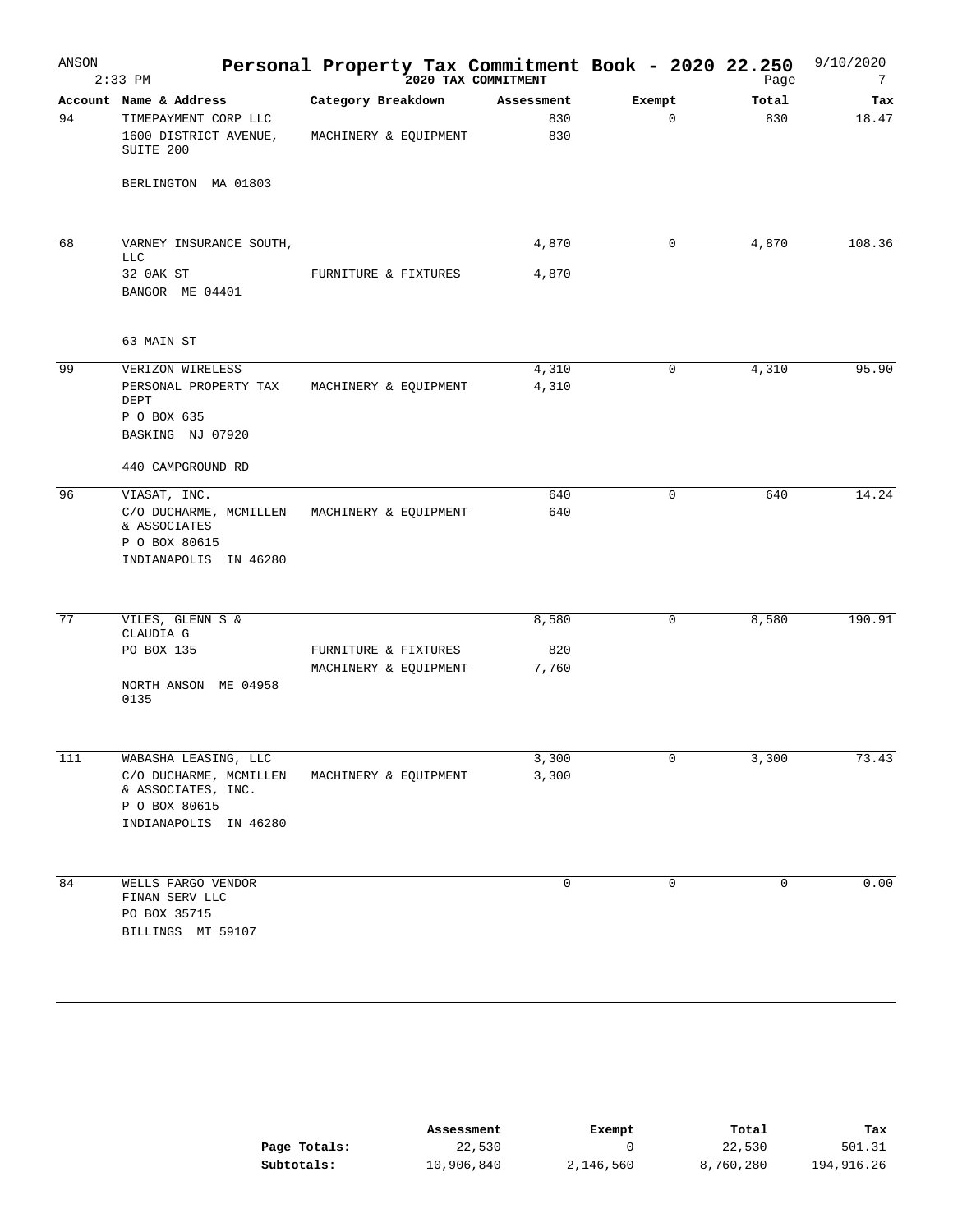# Personal Property Tax Commitment Book - 2020 22.250

ANSON — 2:33 PM — 2020 TAX COMMITMENT — 9/10/2020 — Page 7

| Account | Name & Address | Category Breakdown | Assessment | Exempt | Total | Tax |
|---|---|---|---|---|---|---|
| 94 | TIMEPAYMENT CORP LLC | | 830 | 0 | 830 | 18.47 |
| | 1600 DISTRICT AVENUE, SUITE 200 | MACHINERY & EQUIPMENT | 830 | | | |
| | BERLINGTON MA 01803 | | | | | |
| 68 | VARNEY INSURANCE SOUTH, LLC | | 4,870 | 0 | 4,870 | 108.36 |
| | 32 0AK ST | FURNITURE & FIXTURES | 4,870 | | | |
| | BANGOR ME 04401 | | | | | |
| | 63 MAIN ST | | | | | |
| 99 | VERIZON WIRELESS | | 4,310 | 0 | 4,310 | 95.90 |
| | PERSONAL PROPERTY TAX DEPT | MACHINERY & EQUIPMENT | 4,310 | | | |
| | P O BOX 635 | | | | | |
| | BASKING NJ 07920 | | | | | |
| | 440 CAMPGROUND RD | | | | | |
| 96 | VIASAT, INC. | | 640 | 0 | 640 | 14.24 |
| | C/O DUCHARME, MCMILLEN & ASSOCIATES | MACHINERY & EQUIPMENT | 640 | | | |
| | P O BOX 80615 | | | | | |
| | INDIANAPOLIS IN 46280 | | | | | |
| 77 | VILES, GLENN S & CLAUDIA G | | 8,580 | 0 | 8,580 | 190.91 |
| | PO BOX 135 | FURNITURE & FIXTURES | 820 | | | |
| | | MACHINERY & EQUIPMENT | 7,760 | | | |
| | NORTH ANSON ME 04958 0135 | | | | | |
| 111 | WABASHA LEASING, LLC | | 3,300 | 0 | 3,300 | 73.43 |
| | C/O DUCHARME, MCMILLEN & ASSOCIATES, INC. | MACHINERY & EQUIPMENT | 3,300 | | | |
| | P O BOX 80615 | | | | | |
| | INDIANAPOLIS IN 46280 | | | | | |
| 84 | WELLS FARGO VENDOR FINAN SERV LLC | | 0 | 0 | 0 | 0.00 |
| | PO BOX 35715 | | | | | |
| | BILLINGS MT 59107 | | | | | |

| | Assessment | Exempt | Total | Tax |
|---|---|---|---|---|
| **Page Totals:** | 22,530 | 0 | 22,530 | 501.31 |
| **Subtotals:** | 10,906,840 | 2,146,560 | 8,760,280 | 194,916.26 |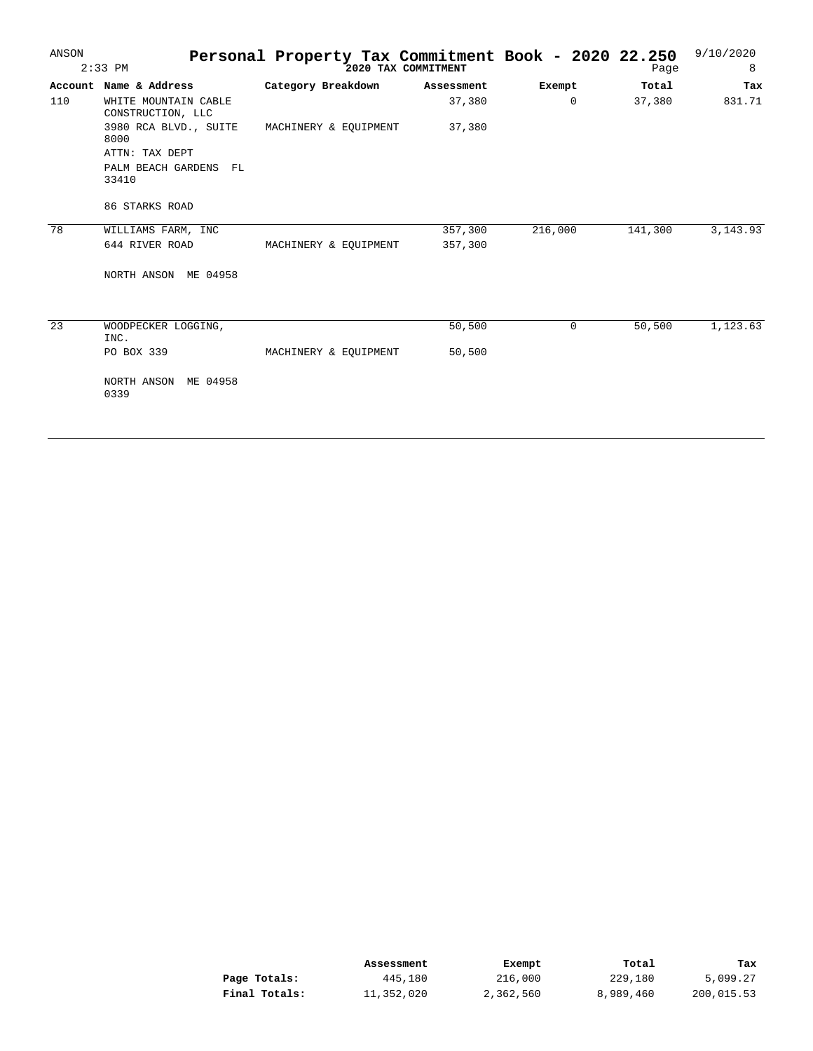# Personal Property Tax Commitment Book - 2020 22.250

ANSON
2:33 PM

2020 TAX COMMITMENT

9/10/2020

| Account | Name & Address | Category Breakdown | Assessment | Exempt | Total | Tax |
|---|---|---|---|---|---|---|
| 110 | WHITE MOUNTAIN CABLE CONSTRUCTION, LLC | | 37,380 | 0 | 37,380 | 831.71 |
| | 3980 RCA BLVD., SUITE 8000 | MACHINERY & EQUIPMENT | 37,380 | | | |
| | ATTN: TAX DEPT | | | | | |
| | PALM BEACH GARDENS FL 33410 | | | | | |
| | 86 STARKS ROAD | | | | | |
| 78 | WILLIAMS FARM, INC | | 357,300 | 216,000 | 141,300 | 3,143.93 |
| | 644 RIVER ROAD | MACHINERY & EQUIPMENT | 357,300 | | | |
| | NORTH ANSON ME 04958 | | | | | |
| 23 | WOODPECKER LOGGING, INC. | | 50,500 | 0 | 50,500 | 1,123.63 |
| | PO BOX 339 | MACHINERY & EQUIPMENT | 50,500 | | | |
| | NORTH ANSON ME 04958 0339 | | | | | |

| | Assessment | Exempt | Total | Tax |
|---|---|---|---|---|
| **Page Totals:** | 445,180 | 216,000 | 229,180 | 5,099.27 |
| **Final Totals:** | 11,352,020 | 2,362,560 | 8,989,460 | 200,015.53 |